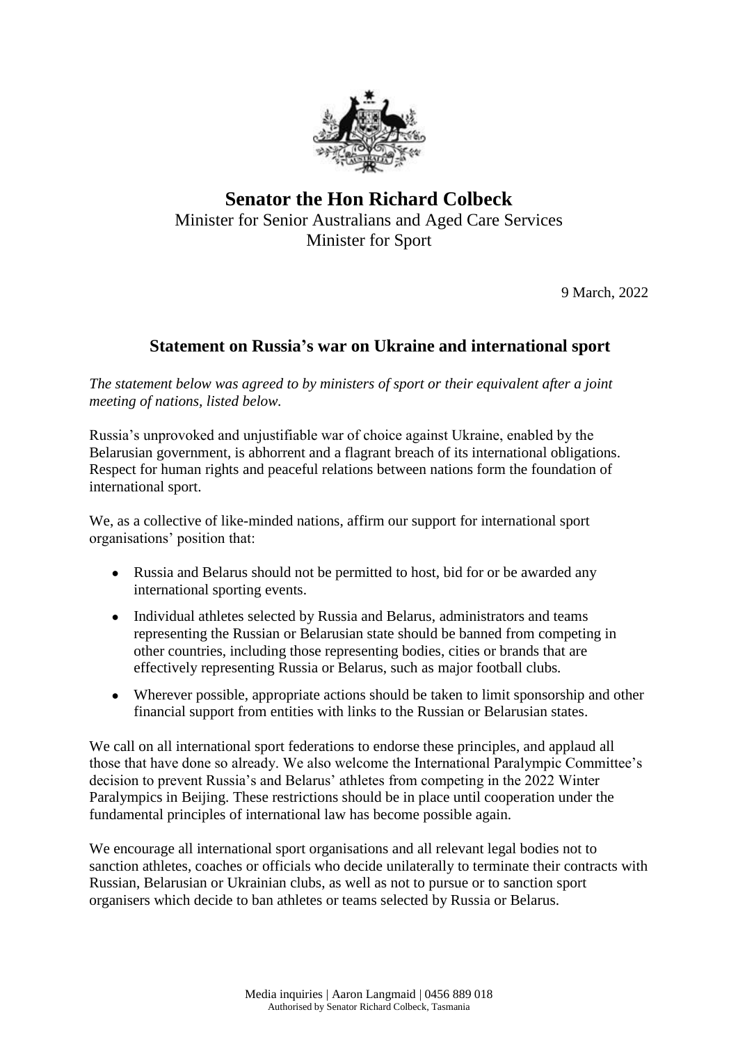# Senator the Hon Richard Colbeck

Minister for Senior Australians and Aged Care Services
Minister for Sport

9 March, 2022

## Statement on Russia's war on Ukraine and international sport

*The statement below was agreed to by ministers of sport or their equivalent after a joint meeting of nations, listed below.*

Russia's unprovoked and unjustifiable war of choice against Ukraine, enabled by the Belarusian government, is abhorrent and a flagrant breach of its international obligations. Respect for human rights and peaceful relations between nations form the foundation of international sport.

We, as a collective of like-minded nations, affirm our support for international sport organisations' position that:

- Russia and Belarus should not be permitted to host, bid for or be awarded any international sporting events.
- Individual athletes selected by Russia and Belarus, administrators and teams representing the Russian or Belarusian state should be banned from competing in other countries, including those representing bodies, cities or brands that are effectively representing Russia or Belarus, such as major football clubs.
- Wherever possible, appropriate actions should be taken to limit sponsorship and other financial support from entities with links to the Russian or Belarusian states.

We call on all international sport federations to endorse these principles, and applaud all those that have done so already. We also welcome the International Paralympic Committee's decision to prevent Russia's and Belarus' athletes from competing in the 2022 Winter Paralympics in Beijing. These restrictions should be in place until cooperation under the fundamental principles of international law has become possible again.

We encourage all international sport organisations and all relevant legal bodies not to sanction athletes, coaches or officials who decide unilaterally to terminate their contracts with Russian, Belarusian or Ukrainian clubs, as well as not to pursue or to sanction sport organisers which decide to ban athletes or teams selected by Russia or Belarus.

Media inquiries | Aaron Langmaid | 0456 889 018
Authorised by Senator Richard Colbeck, Tasmania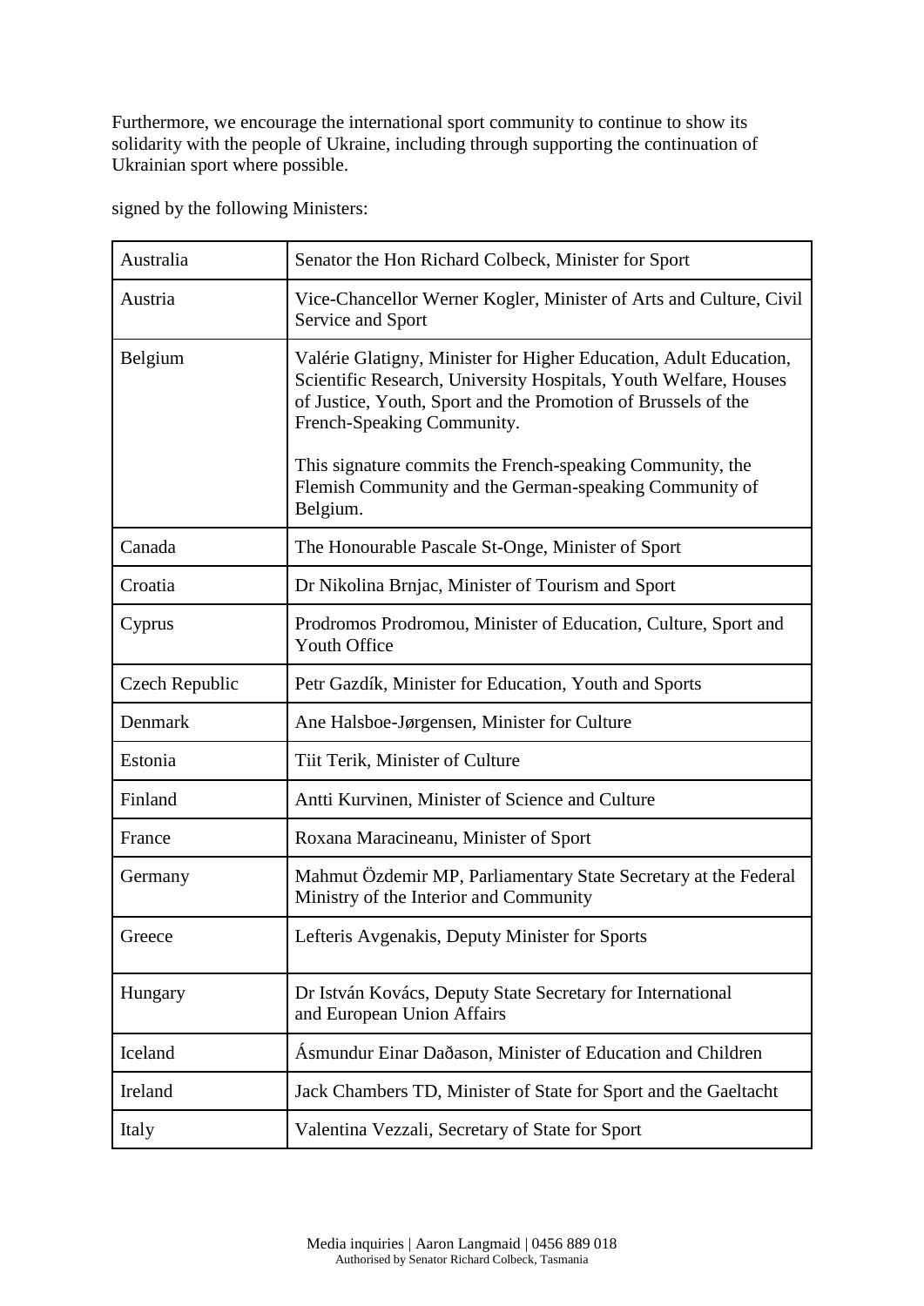Furthermore, we encourage the international sport community to continue to show its solidarity with the people of Ukraine, including through supporting the continuation of Ukrainian sport where possible.

signed by the following Ministers:

| Australia | Senator the Hon Richard Colbeck, Minister for Sport |
|---|---|
| Austria | Vice-Chancellor Werner Kogler, Minister of Arts and Culture, Civil Service and Sport |
| Belgium | Valérie Glatigny, Minister for Higher Education, Adult Education, Scientific Research, University Hospitals, Youth Welfare, Houses of Justice, Youth, Sport and the Promotion of Brussels of the French-Speaking Community.<br><br>This signature commits the French-speaking Community, the Flemish Community and the German-speaking Community of Belgium. |
| Canada | The Honourable Pascale St-Onge, Minister of Sport |
| Croatia | Dr Nikolina Brnjac, Minister of Tourism and Sport |
| Cyprus | Prodromos Prodromou, Minister of Education, Culture, Sport and Youth Office |
| Czech Republic | Petr Gazdík, Minister for Education, Youth and Sports |
| Denmark | Ane Halsboe-Jørgensen, Minister for Culture |
| Estonia | Tiit Terik, Minister of Culture |
| Finland | Antti Kurvinen, Minister of Science and Culture |
| France | Roxana Maracineanu, Minister of Sport |
| Germany | Mahmut Özdemir MP, Parliamentary State Secretary at the Federal Ministry of the Interior and Community |
| Greece | Lefteris Avgenakis, Deputy Minister for Sports |
| Hungary | Dr István Kovács, Deputy State Secretary for International and European Union Affairs |
| Iceland | Ásmundur Einar Daðason, Minister of Education and Children |
| Ireland | Jack Chambers TD, Minister of State for Sport and the Gaeltacht |
| Italy | Valentina Vezzali, Secretary of State for Sport |

Media inquiries | Aaron Langmaid | 0456 889 018
Authorised by Senator Richard Colbeck, Tasmania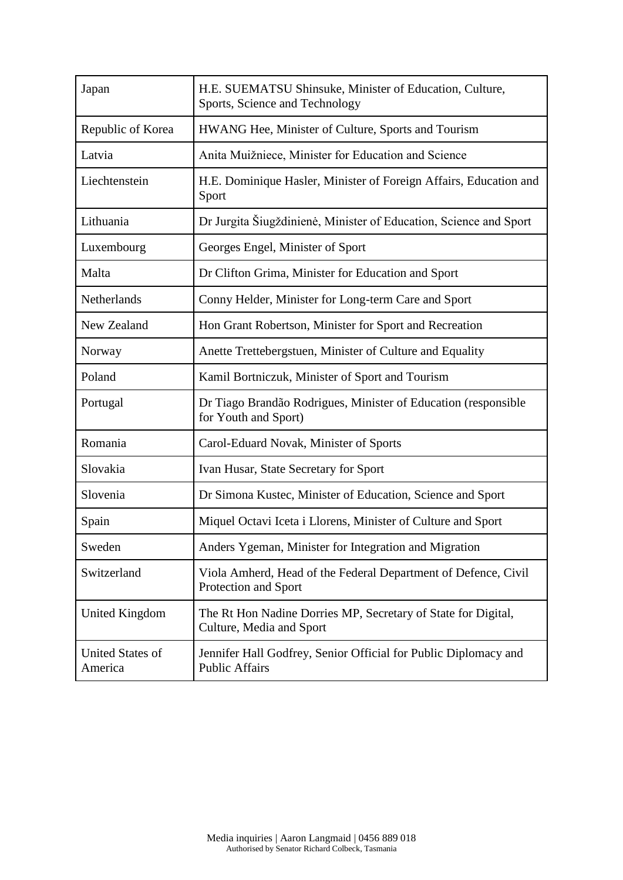| | |
|---|---|
| Japan | H.E. SUEMATSU Shinsuke, Minister of Education, Culture, Sports, Science and Technology |
| Republic of Korea | HWANG Hee, Minister of Culture, Sports and Tourism |
| Latvia | Anita Muižniece, Minister for Education and Science |
| Liechtenstein | H.E. Dominique Hasler, Minister of Foreign Affairs, Education and Sport |
| Lithuania | Dr Jurgita Šiugždinienė, Minister of Education, Science and Sport |
| Luxembourg | Georges Engel, Minister of Sport |
| Malta | Dr Clifton Grima, Minister for Education and Sport |
| Netherlands | Conny Helder, Minister for Long-term Care and Sport |
| New Zealand | Hon Grant Robertson, Minister for Sport and Recreation |
| Norway | Anette Trettebergstuen, Minister of Culture and Equality |
| Poland | Kamil Bortniczuk, Minister of Sport and Tourism |
| Portugal | Dr Tiago Brandão Rodrigues, Minister of Education (responsible for Youth and Sport) |
| Romania | Carol-Eduard Novak, Minister of Sports |
| Slovakia | Ivan Husar, State Secretary for Sport |
| Slovenia | Dr Simona Kustec, Minister of Education, Science and Sport |
| Spain | Miquel Octavi Iceta i Llorens, Minister of Culture and Sport |
| Sweden | Anders Ygeman, Minister for Integration and Migration |
| Switzerland | Viola Amherd, Head of the Federal Department of Defence, Civil Protection and Sport |
| United Kingdom | The Rt Hon Nadine Dorries MP, Secretary of State for Digital, Culture, Media and Sport |
| United States of America | Jennifer Hall Godfrey, Senior Official for Public Diplomacy and Public Affairs |

Media inquiries | Aaron Langmaid | 0456 889 018
Authorised by Senator Richard Colbeck, Tasmania